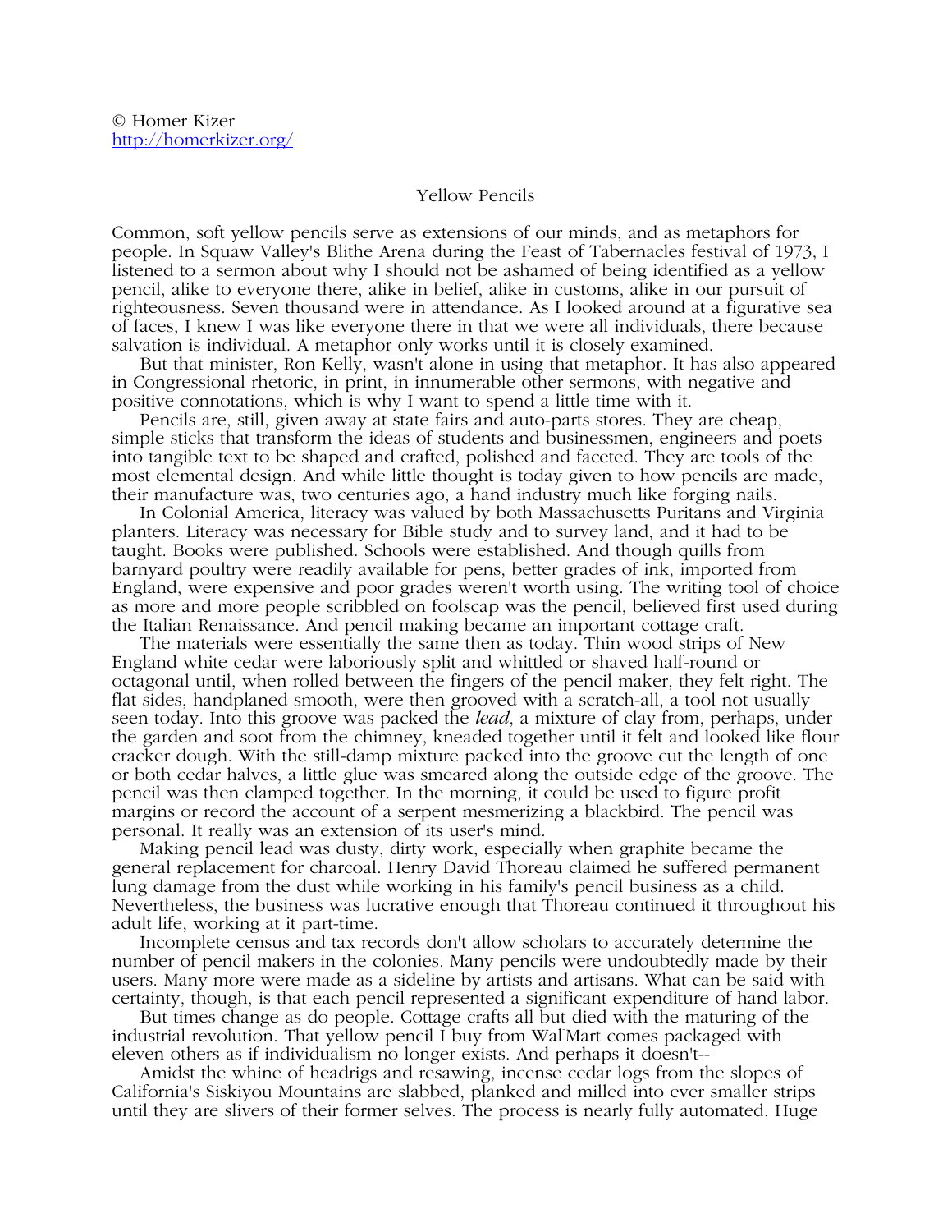© Homer Kizer
http://homerkizer.org/

# Yellow Pencils

Common, soft yellow pencils serve as extensions of our minds, and as metaphors for people. In Squaw Valley's Blithe Arena during the Feast of Tabernacles festival of 1973, I listened to a sermon about why I should not be ashamed of being identified as a yellow pencil, alike to everyone there, alike in belief, alike in customs, alike in our pursuit of righteousness. Seven thousand were in attendance. As I looked around at a figurative sea of faces, I knew I was like everyone there in that we were all individuals, there because salvation is individual. A metaphor only works until it is closely examined.

But that minister, Ron Kelly, wasn't alone in using that metaphor. It has also appeared in Congressional rhetoric, in print, in innumerable other sermons, with negative and positive connotations, which is why I want to spend a little time with it.

Pencils are, still, given away at state fairs and auto-parts stores. They are cheap, simple sticks that transform the ideas of students and businessmen, engineers and poets into tangible text to be shaped and crafted, polished and faceted. They are tools of the most elemental design. And while little thought is today given to how pencils are made, their manufacture was, two centuries ago, a hand industry much like forging nails.

In Colonial America, literacy was valued by both Massachusetts Puritans and Virginia planters. Literacy was necessary for Bible study and to survey land, and it had to be taught. Books were published. Schools were established. And though quills from barnyard poultry were readily available for pens, better grades of ink, imported from England, were expensive and poor grades weren't worth using. The writing tool of choice as more and more people scribbled on foolscap was the pencil, believed first used during the Italian Renaissance. And pencil making became an important cottage craft.

The materials were essentially the same then as today. Thin wood strips of New England white cedar were laboriously split and whittled or shaved half-round or octagonal until, when rolled between the fingers of the pencil maker, they felt right. The flat sides, handplaned smooth, were then grooved with a scratch-all, a tool not usually seen today. Into this groove was packed the *lead*, a mixture of clay from, perhaps, under the garden and soot from the chimney, kneaded together until it felt and looked like flour cracker dough. With the still-damp mixture packed into the groove cut the length of one or both cedar halves, a little glue was smeared along the outside edge of the groove. The pencil was then clamped together. In the morning, it could be used to figure profit margins or record the account of a serpent mesmerizing a blackbird. The pencil was personal. It really was an extension of its user's mind.

Making pencil lead was dusty, dirty work, especially when graphite became the general replacement for charcoal. Henry David Thoreau claimed he suffered permanent lung damage from the dust while working in his family's pencil business as a child. Nevertheless, the business was lucrative enough that Thoreau continued it throughout his adult life, working at it part-time.

Incomplete census and tax records don't allow scholars to accurately determine the number of pencil makers in the colonies. Many pencils were undoubtedly made by their users. Many more were made as a sideline by artists and artisans. What can be said with certainty, though, is that each pencil represented a significant expenditure of hand labor.

But times change as do people. Cottage crafts all but died with the maturing of the industrial revolution. That yellow pencil I buy from Wal˙Mart comes packaged with eleven others as if individualism no longer exists. And perhaps it doesn't--

Amidst the whine of headrigs and resawing, incense cedar logs from the slopes of California's Siskiyou Mountains are slabbed, planked and milled into ever smaller strips until they are slivers of their former selves. The process is nearly fully automated. Huge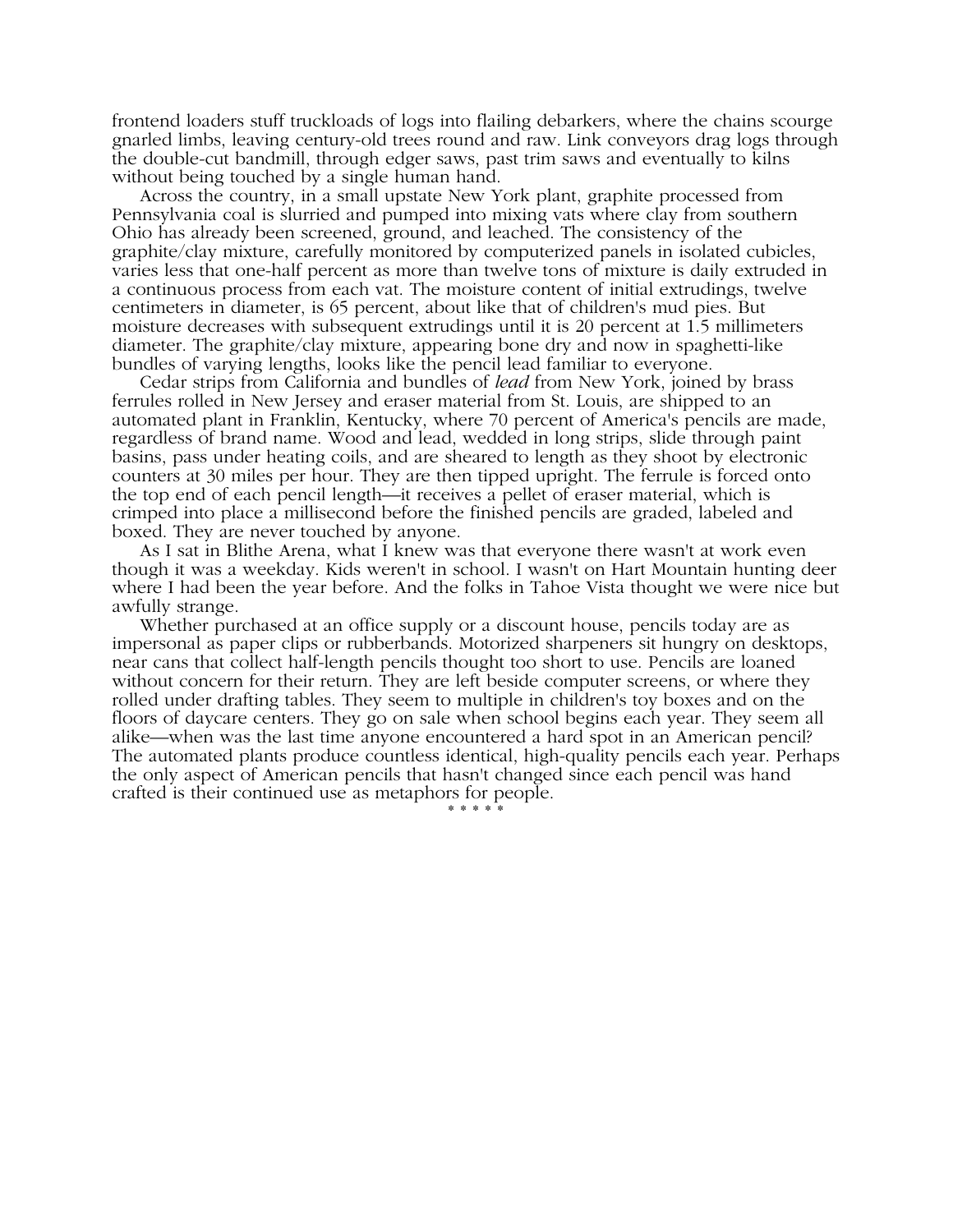frontend loaders stuff truckloads of logs into flailing debarkers, where the chains scourge gnarled limbs, leaving century-old trees round and raw. Link conveyors drag logs through the double-cut bandmill, through edger saws, past trim saws and eventually to kilns without being touched by a single human hand.

Across the country, in a small upstate New York plant, graphite processed from Pennsylvania coal is slurried and pumped into mixing vats where clay from southern Ohio has already been screened, ground, and leached. The consistency of the graphite/clay mixture, carefully monitored by computerized panels in isolated cubicles, varies less that one-half percent as more than twelve tons of mixture is daily extruded in a continuous process from each vat. The moisture content of initial extrudings, twelve centimeters in diameter, is 65 percent, about like that of children's mud pies. But moisture decreases with subsequent extrudings until it is 20 percent at 1.5 millimeters diameter. The graphite/clay mixture, appearing bone dry and now in spaghetti-like bundles of varying lengths, looks like the pencil lead familiar to everyone.

Cedar strips from California and bundles of *lead* from New York, joined by brass ferrules rolled in New Jersey and eraser material from St. Louis, are shipped to an automated plant in Franklin, Kentucky, where 70 percent of America's pencils are made, regardless of brand name. Wood and lead, wedded in long strips, slide through paint basins, pass under heating coils, and are sheared to length as they shoot by electronic counters at 30 miles per hour. They are then tipped upright. The ferrule is forced onto the top end of each pencil length—it receives a pellet of eraser material, which is crimped into place a millisecond before the finished pencils are graded, labeled and boxed. They are never touched by anyone.

As I sat in Blithe Arena, what I knew was that everyone there wasn't at work even though it was a weekday. Kids weren't in school. I wasn't on Hart Mountain hunting deer where I had been the year before. And the folks in Tahoe Vista thought we were nice but awfully strange.

Whether purchased at an office supply or a discount house, pencils today are as impersonal as paper clips or rubberbands. Motorized sharpeners sit hungry on desktops, near cans that collect half-length pencils thought too short to use. Pencils are loaned without concern for their return. They are left beside computer screens, or where they rolled under drafting tables. They seem to multiple in children's toy boxes and on the floors of daycare centers. They go on sale when school begins each year. They seem all alike—when was the last time anyone encountered a hard spot in an American pencil? The automated plants produce countless identical, high-quality pencils each year. Perhaps the only aspect of American pencils that hasn't changed since each pencil was hand crafted is their continued use as metaphors for people.

\* \* \* \* \*